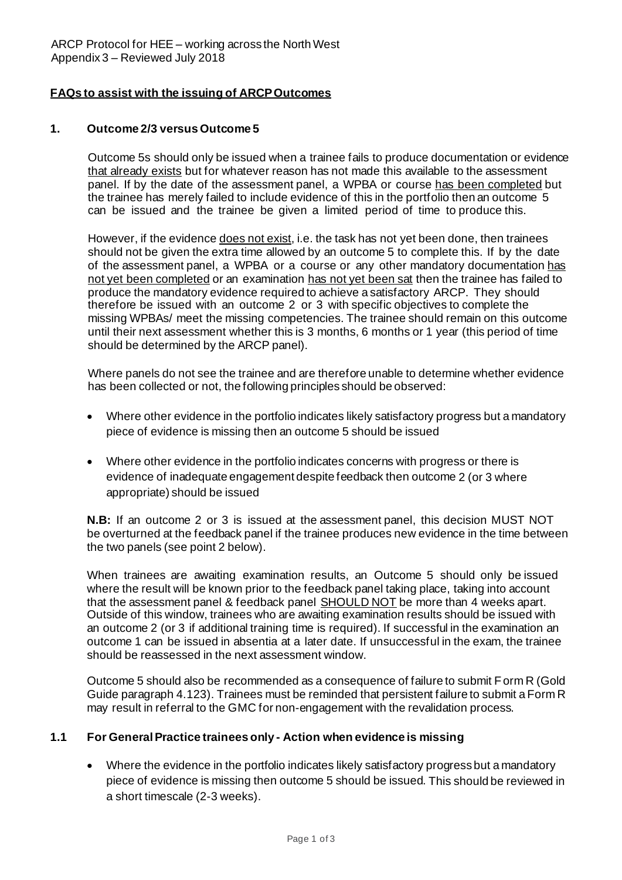ARCP Protocol for HEE – working across the North West
Appendix 3 – Reviewed July 2018

## FAQs to assist with the issuing of ARCP Outcomes

### 1. Outcome 2/3 versus Outcome 5

Outcome 5s should only be issued when a trainee fails to produce documentation or evidence that already exists but for whatever reason has not made this available to the assessment panel. If by the date of the assessment panel, a WPBA or course has been completed but the trainee has merely failed to include evidence of this in the portfolio then an outcome 5 can be issued and the trainee be given a limited period of time to produce this.

However, if the evidence does not exist, i.e. the task has not yet been done, then trainees should not be given the extra time allowed by an outcome 5 to complete this. If by the date of the assessment panel, a WPBA or a course or any other mandatory documentation has not yet been completed or an examination has not yet been sat then the trainee has failed to produce the mandatory evidence required to achieve a satisfactory ARCP. They should therefore be issued with an outcome 2 or 3 with specific objectives to complete the missing WPBAs/ meet the missing competencies. The trainee should remain on this outcome until their next assessment whether this is 3 months, 6 months or 1 year (this period of time should be determined by the ARCP panel).

Where panels do not see the trainee and are therefore unable to determine whether evidence has been collected or not, the following principles should be observed:

- Where other evidence in the portfolio indicates likely satisfactory progress but a mandatory piece of evidence is missing then an outcome 5 should be issued
- Where other evidence in the portfolio indicates concerns with progress or there is evidence of inadequate engagement despite feedback then outcome 2 (or 3 where appropriate) should be issued

**N.B:** If an outcome 2 or 3 is issued at the assessment panel, this decision MUST NOT be overturned at the feedback panel if the trainee produces new evidence in the time between the two panels (see point 2 below).

When trainees are awaiting examination results, an Outcome 5 should only be issued where the result will be known prior to the feedback panel taking place, taking into account that the assessment panel & feedback panel SHOULD NOT be more than 4 weeks apart. Outside of this window, trainees who are awaiting examination results should be issued with an outcome 2 (or 3 if additional training time is required). If successful in the examination an outcome 1 can be issued in absentia at a later date. If unsuccessful in the exam, the trainee should be reassessed in the next assessment window.

Outcome 5 should also be recommended as a consequence of failure to submit Form R (Gold Guide paragraph 4.123). Trainees must be reminded that persistent failure to submit a Form R may result in referral to the GMC for non-engagement with the revalidation process.

### 1.1 For General Practice trainees only - Action when evidence is missing

- Where the evidence in the portfolio indicates likely satisfactory progress but a mandatory piece of evidence is missing then outcome 5 should be issued. This should be reviewed in a short timescale (2-3 weeks).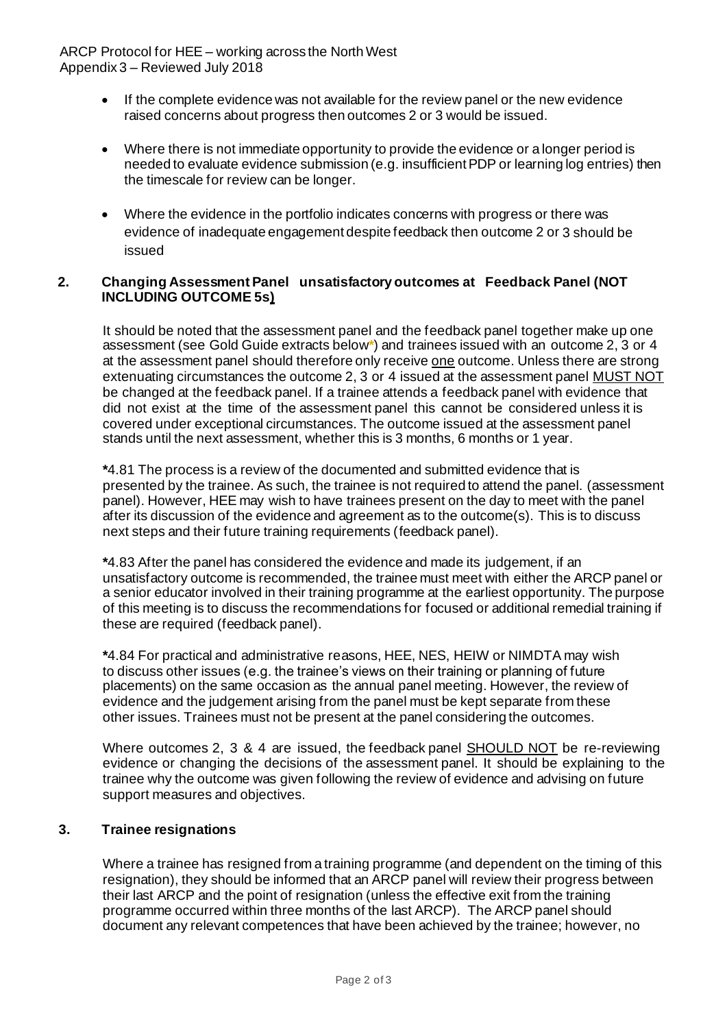- If the complete evidence was not available for the review panel or the new evidence raised concerns about progress then outcomes 2 or 3 would be issued.

- Where there is not immediate opportunity to provide the evidence or a longer period is needed to evaluate evidence submission (e.g. insufficient PDP or learning log entries) then the timescale for review can be longer.

- Where the evidence in the portfolio indicates concerns with progress or there was evidence of inadequate engagement despite feedback then outcome 2 or 3 should be issued

## 2. Changing Assessment Panel unsatisfactory outcomes at Feedback Panel (NOT INCLUDING OUTCOME 5s)

It should be noted that the assessment panel and the feedback panel together make up one assessment (see Gold Guide extracts below*) and trainees issued with an outcome 2, 3 or 4 at the assessment panel should therefore only receive one outcome. Unless there are strong extenuating circumstances the outcome 2, 3 or 4 issued at the assessment panel MUST NOT be changed at the feedback panel. If a trainee attends a feedback panel with evidence that did not exist at the time of the assessment panel this cannot be considered unless it is covered under exceptional circumstances. The outcome issued at the assessment panel stands until the next assessment, whether this is 3 months, 6 months or 1 year.

**\***4.81 The process is a review of the documented and submitted evidence that is presented by the trainee. As such, the trainee is not required to attend the panel. (assessment panel). However, HEE may wish to have trainees present on the day to meet with the panel after its discussion of the evidence and agreement as to the outcome(s). This is to discuss next steps and their future training requirements (feedback panel).

**\***4.83 After the panel has considered the evidence and made its judgement, if an unsatisfactory outcome is recommended, the trainee must meet with either the ARCP panel or a senior educator involved in their training programme at the earliest opportunity. The purpose of this meeting is to discuss the recommendations for focused or additional remedial training if these are required (feedback panel).

**\***4.84 For practical and administrative reasons, HEE, NES, HEIW or NIMDTA may wish to discuss other issues (e.g. the trainee's views on their training or planning of future placements) on the same occasion as the annual panel meeting. However, the review of evidence and the judgement arising from the panel must be kept separate from these other issues. Trainees must not be present at the panel considering the outcomes.

Where outcomes 2, 3 & 4 are issued, the feedback panel SHOULD NOT be re-reviewing evidence or changing the decisions of the assessment panel. It should be explaining to the trainee why the outcome was given following the review of evidence and advising on future support measures and objectives.

## 3. Trainee resignations

Where a trainee has resigned from a training programme (and dependent on the timing of this resignation), they should be informed that an ARCP panel will review their progress between their last ARCP and the point of resignation (unless the effective exit from the training programme occurred within three months of the last ARCP). The ARCP panel should document any relevant competences that have been achieved by the trainee; however, no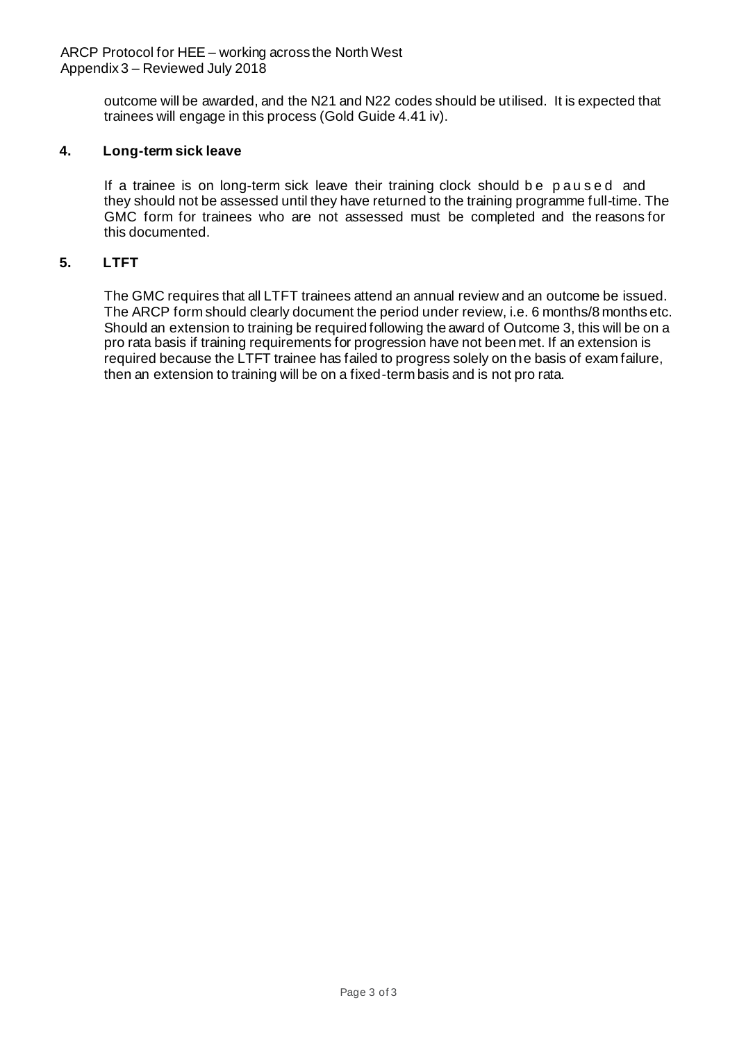outcome will be awarded, and the N21 and N22 codes should be utilised. It is expected that trainees will engage in this process (Gold Guide 4.41 iv).

## 4. Long-term sick leave

If a trainee is on long-term sick leave their training clock should be paused and they should not be assessed until they have returned to the training programme full-time. The GMC form for trainees who are not assessed must be completed and the reasons for this documented.

## 5. LTFT

The GMC requires that all LTFT trainees attend an annual review and an outcome be issued. The ARCP form should clearly document the period under review, i.e. 6 months/8 months etc. Should an extension to training be required following the award of Outcome 3, this will be on a pro rata basis if training requirements for progression have not been met. If an extension is required because the LTFT trainee has failed to progress solely on the basis of exam failure, then an extension to training will be on a fixed-term basis and is not pro rata.